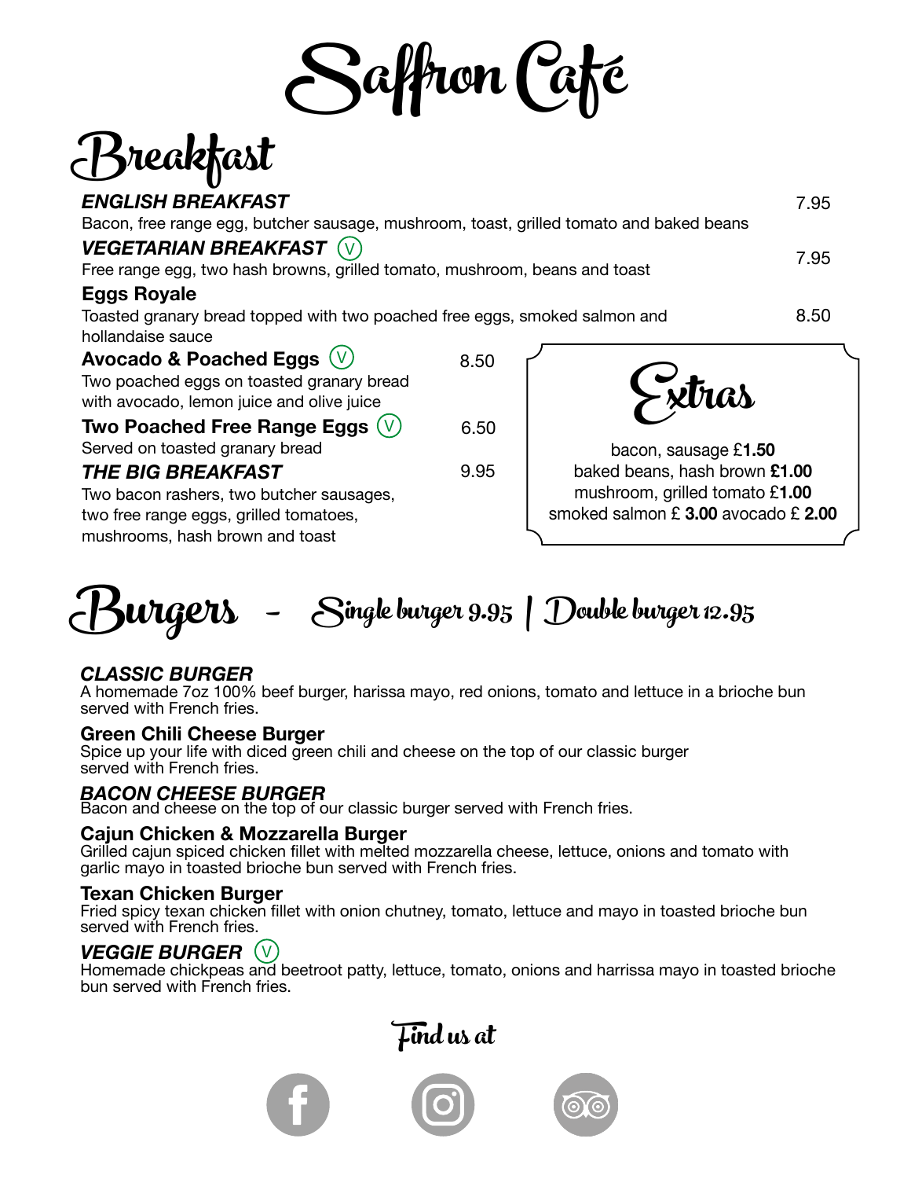# Saffron Café

## Breakfast

***ENGLISH BREAKFAST*** 7.95
Bacon, free range egg, butcher sausage, mushroom, toast, grilled tomato and baked beans

***VEGETARIAN BREAKFAST*** (V) 7.95
Free range egg, two hash browns, grilled tomato, mushroom, beans and toast

**Eggs Royale** 8.50
Toasted granary bread topped with two poached free eggs, smoked salmon and hollandaise sauce

**Avocado & Poached Eggs** (V) 8.50
Two poached eggs on toasted granary bread with avocado, lemon juice and olive juice

**Two Poached Free Range Eggs** (V) 6.50
Served on toasted granary bread

***THE BIG BREAKFAST*** 9.95
Two bacon rashers, two butcher sausages, two free range eggs, grilled tomatoes, mushrooms, hash brown and toast

### Extras

bacon, sausage £**1.50**
baked beans, hash brown **£1.00**
mushroom, grilled tomato £**1.00**
smoked salmon £ **3.00** avocado £ **2.00**

## Burgers - Single burger 9.95 | Double burger 12.95

***CLASSIC BURGER***
A homemade 7oz 100% beef burger, harissa mayo, red onions, tomato and lettuce in a brioche bun served with French fries.

**Green Chili Cheese Burger**
Spice up your life with diced green chili and cheese on the top of our classic burger served with French fries.

***BACON CHEESE BURGER***
Bacon and cheese on the top of our classic burger served with French fries.

**Cajun Chicken & Mozzarella Burger**
Grilled cajun spiced chicken fillet with melted mozzarella cheese, lettuce, onions and tomato with garlic mayo in toasted brioche bun served with French fries.

**Texan Chicken Burger**
Fried spicy texan chicken fillet with onion chutney, tomato, lettuce and mayo in toasted brioche bun served with French fries.

***VEGGIE BURGER*** (V)
Homemade chickpeas and beetroot patty, lettuce, tomato, onions and harrissa mayo in toasted brioche bun served with French fries.

Find us at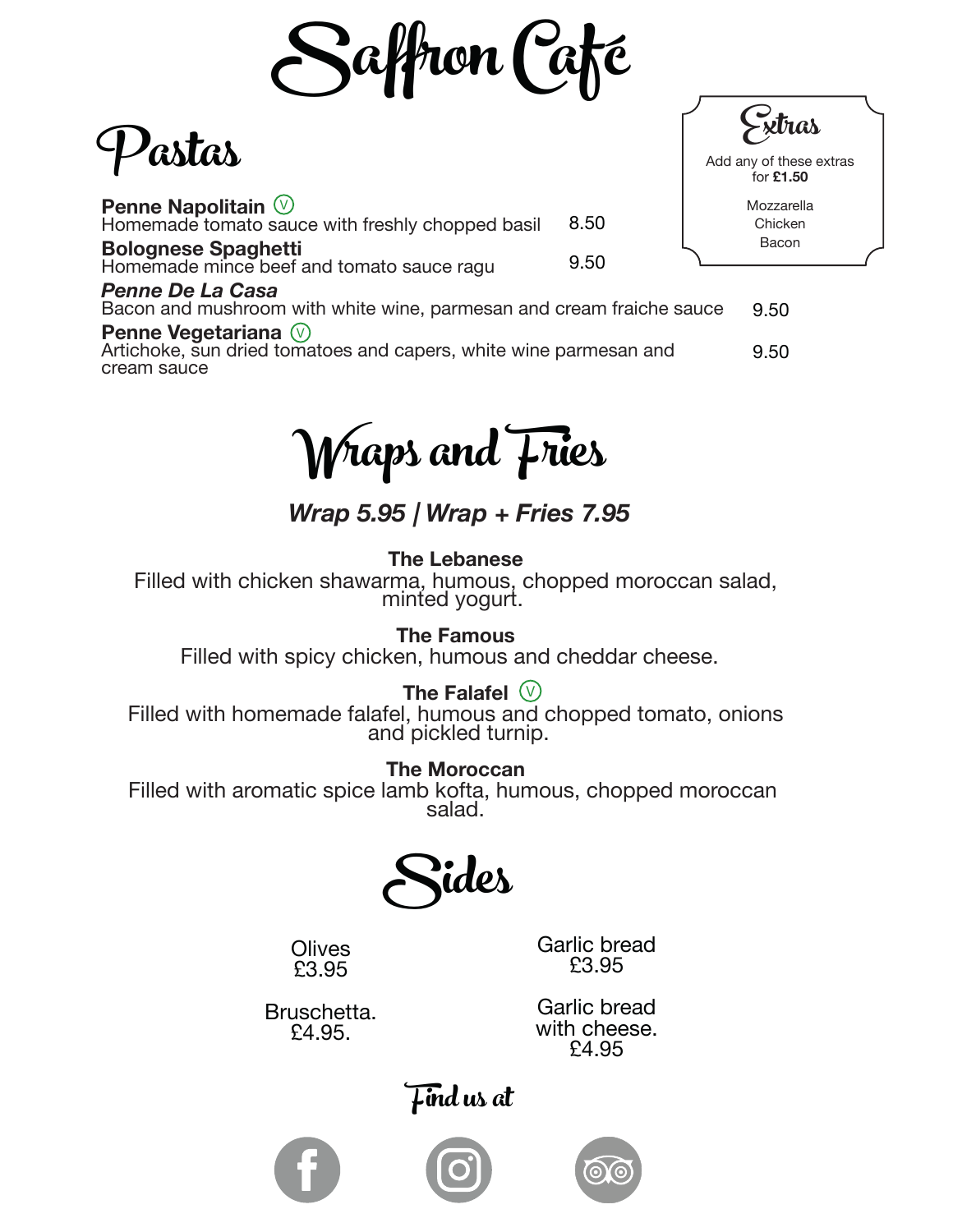# Saffron Café

## Pastas

**Penne Napolitain** Ⓥ
Homemade tomato sauce with freshly chopped basil — 8.50

**Bolognese Spaghetti**
Homemade mince beef and tomato sauce ragu — 9.50

***Penne De La Casa***
Bacon and mushroom with white wine, parmesan and cream fraiche sauce — 9.50

**Penne Vegetariana** Ⓥ
Artichoke, sun dried tomatoes and capers, white wine parmesan and cream sauce — 9.50

### Extras

Add any of these extras for **£1.50**

Mozzarella
Chicken
Bacon

## Wraps and Fries

***Wrap 5.95 | Wrap + Fries 7.95***

**The Lebanese**
Filled with chicken shawarma, humous, chopped moroccan salad, minted yogurt.

**The Famous**
Filled with spicy chicken, humous and cheddar cheese.

**The Falafel** Ⓥ
Filled with homemade falafel, humous and chopped tomato, onions and pickled turnip.

**The Moroccan**
Filled with aromatic spice lamb kofta, humous, chopped moroccan salad.

## Sides

Olives
£3.95

Garlic bread
£3.95

Bruschetta.
£4.95.

Garlic bread with cheese.
£4.95

### Find us at